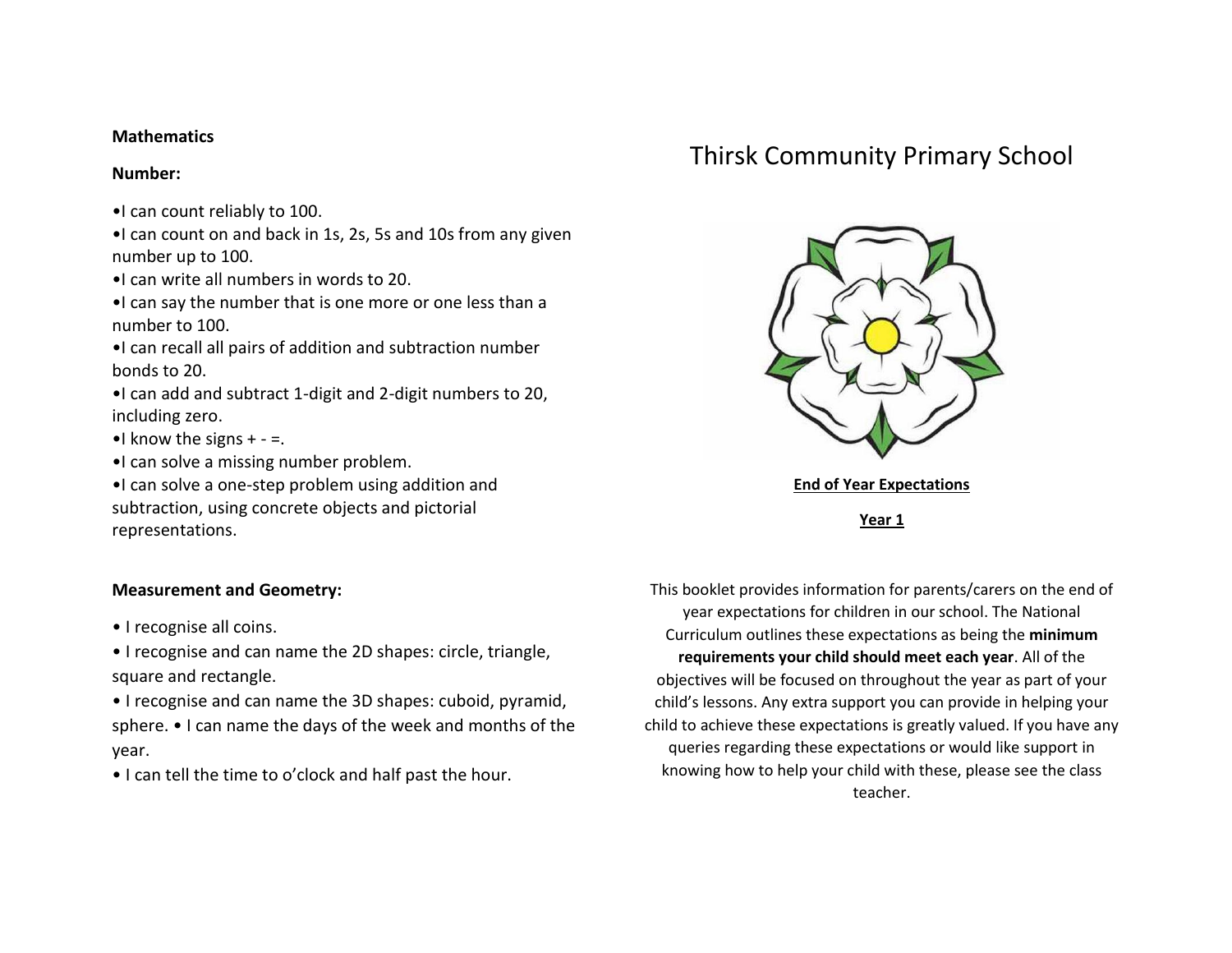# Thirsk Community Primary School

**End of Year Expectations**

**Year 1**

This booklet provides information for parents/carers on the end of year expectations for children in our school. The National Curriculum outlines these expectations as being the **minimum requirements your child should meet each year**. All of the objectives will be focused on throughout the year as part of your child's lessons. Any extra support you can provide in helping your child to achieve these expectations is greatly valued. If you have any queries regarding these expectations or would like support in knowing how to help your child with these, please see the class teacher.

## Mathematics

### Number:

- I can count reliably to 100.
- I can count on and back in 1s, 2s, 5s and 10s from any given number up to 100.
- I can write all numbers in words to 20.
- I can say the number that is one more or one less than a number to 100.
- I can recall all pairs of addition and subtraction number bonds to 20.
- I can add and subtract 1-digit and 2-digit numbers to 20, including zero.
- I know the signs + - =.
- I can solve a missing number problem.
- I can solve a one-step problem using addition and subtraction, using concrete objects and pictorial representations.

### Measurement and Geometry:

- I recognise all coins.
- I recognise and can name the 2D shapes: circle, triangle, square and rectangle.
- I recognise and can name the 3D shapes: cuboid, pyramid, sphere.
- I can name the days of the week and months of the year.
- I can tell the time to o'clock and half past the hour.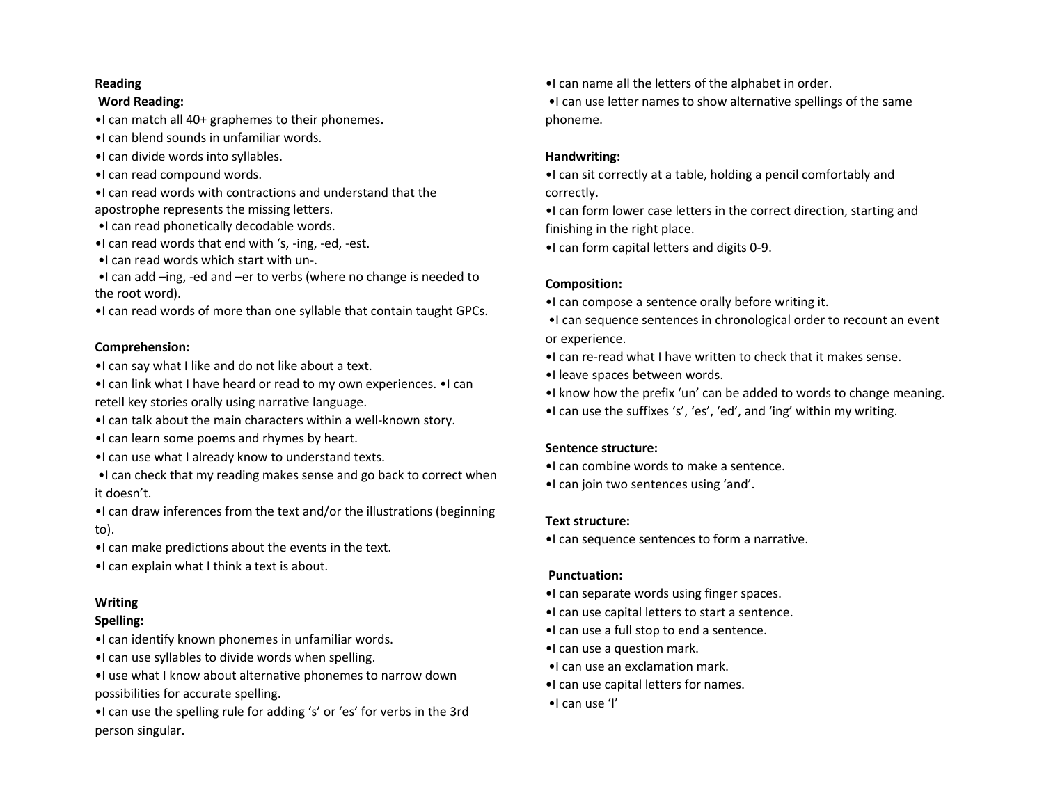**Reading**

**Word Reading:**

- I can match all 40+ graphemes to their phonemes.
- I can blend sounds in unfamiliar words.
- I can divide words into syllables.
- I can read compound words.
- I can read words with contractions and understand that the apostrophe represents the missing letters.
- I can read phonetically decodable words.
- I can read words that end with 's, -ing, -ed, -est.
- I can read words which start with un-.
- I can add –ing, -ed and –er to verbs (where no change is needed to the root word).
- I can read words of more than one syllable that contain taught GPCs.

**Comprehension:**

- I can say what I like and do not like about a text.
- I can link what I have heard or read to my own experiences.
- I can retell key stories orally using narrative language.
- I can talk about the main characters within a well-known story.
- I can learn some poems and rhymes by heart.
- I can use what I already know to understand texts.
- I can check that my reading makes sense and go back to correct when it doesn't.
- I can draw inferences from the text and/or the illustrations (beginning to).
- I can make predictions about the events in the text.
- I can explain what I think a text is about.

**Writing**

**Spelling:**

- I can identify known phonemes in unfamiliar words.
- I can use syllables to divide words when spelling.
- I use what I know about alternative phonemes to narrow down possibilities for accurate spelling.
- I can use the spelling rule for adding 's' or 'es' for verbs in the 3rd person singular.
- I can name all the letters of the alphabet in order.
- I can use letter names to show alternative spellings of the same phoneme.

**Handwriting:**

- I can sit correctly at a table, holding a pencil comfortably and correctly.
- I can form lower case letters in the correct direction, starting and finishing in the right place.
- I can form capital letters and digits 0-9.

**Composition:**

- I can compose a sentence orally before writing it.
- I can sequence sentences in chronological order to recount an event or experience.
- I can re-read what I have written to check that it makes sense.
- I leave spaces between words.
- I know how the prefix 'un' can be added to words to change meaning.
- I can use the suffixes 's', 'es', 'ed', and 'ing' within my writing.

**Sentence structure:**

- I can combine words to make a sentence.
- I can join two sentences using 'and'.

**Text structure:**

- I can sequence sentences to form a narrative.

**Punctuation:**

- I can separate words using finger spaces.
- I can use capital letters to start a sentence.
- I can use a full stop to end a sentence.
- I can use a question mark.
- I can use an exclamation mark.
- I can use capital letters for names.
- I can use 'I'